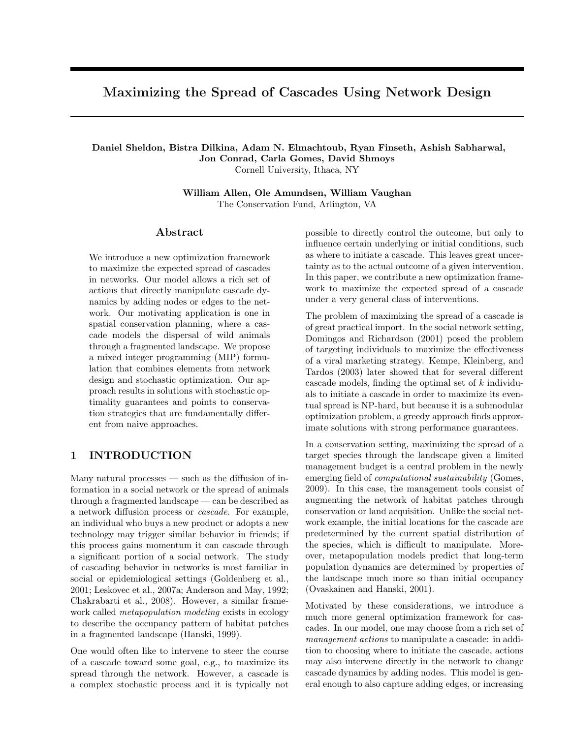# Maximizing the Spread of Cascades Using Network Design

**Daniel Sheldon, Bistra Dilkina, Adam N. Elmachtoub, Ryan Finseth, Ashish Sabharwal, Jon Conrad, Carla Gomes, David Shmoys**
Cornell University, Ithaca, NY

**William Allen, Ole Amundsen, William Vaughan**
The Conservation Fund, Arlington, VA

## Abstract

We introduce a new optimization framework to maximize the expected spread of cascades in networks. Our model allows a rich set of actions that directly manipulate cascade dynamics by adding nodes or edges to the network. Our motivating application is one in spatial conservation planning, where a cascade models the dispersal of wild animals through a fragmented landscape. We propose a mixed integer programming (MIP) formulation that combines elements from network design and stochastic optimization. Our approach results in solutions with stochastic optimality guarantees and points to conservation strategies that are fundamentally different from naive approaches.

## 1 INTRODUCTION

Many natural processes — such as the diffusion of information in a social network or the spread of animals through a fragmented landscape — can be described as a network diffusion process or *cascade*. For example, an individual who buys a new product or adopts a new technology may trigger similar behavior in friends; if this process gains momentum it can cascade through a significant portion of a social network. The study of cascading behavior in networks is most familiar in social or epidemiological settings (Goldenberg et al., 2001; Leskovec et al., 2007a; Anderson and May, 1992; Chakrabarti et al., 2008). However, a similar framework called *metapopulation modeling* exists in ecology to describe the occupancy pattern of habitat patches in a fragmented landscape (Hanski, 1999).

One would often like to intervene to steer the course of a cascade toward some goal, e.g., to maximize its spread through the network. However, a cascade is a complex stochastic process and it is typically not possible to directly control the outcome, but only to influence certain underlying or initial conditions, such as where to initiate a cascade. This leaves great uncertainty as to the actual outcome of a given intervention. In this paper, we contribute a new optimization framework to maximize the expected spread of a cascade under a very general class of interventions.

The problem of maximizing the spread of a cascade is of great practical import. In the social network setting, Domingos and Richardson (2001) posed the problem of targeting individuals to maximize the effectiveness of a viral marketing strategy. Kempe, Kleinberg, and Tardos (2003) later showed that for several different cascade models, finding the optimal set of $k$ individuals to initiate a cascade in order to maximize its eventual spread is NP-hard, but because it is a submodular optimization problem, a greedy approach finds approximate solutions with strong performance guarantees.

In a conservation setting, maximizing the spread of a target species through the landscape given a limited management budget is a central problem in the newly emerging field of *computational sustainability* (Gomes, 2009). In this case, the management tools consist of augmenting the network of habitat patches through conservation or land acquisition. Unlike the social network example, the initial locations for the cascade are predetermined by the current spatial distribution of the species, which is difficult to manipulate. Moreover, metapopulation models predict that long-term population dynamics are determined by properties of the landscape much more so than initial occupancy (Ovaskainen and Hanski, 2001).

Motivated by these considerations, we introduce a much more general optimization framework for cascades. In our model, one may choose from a rich set of *management actions* to manipulate a cascade: in addition to choosing where to initiate the cascade, actions may also intervene directly in the network to change cascade dynamics by adding nodes. This model is general enough to also capture adding edges, or increasing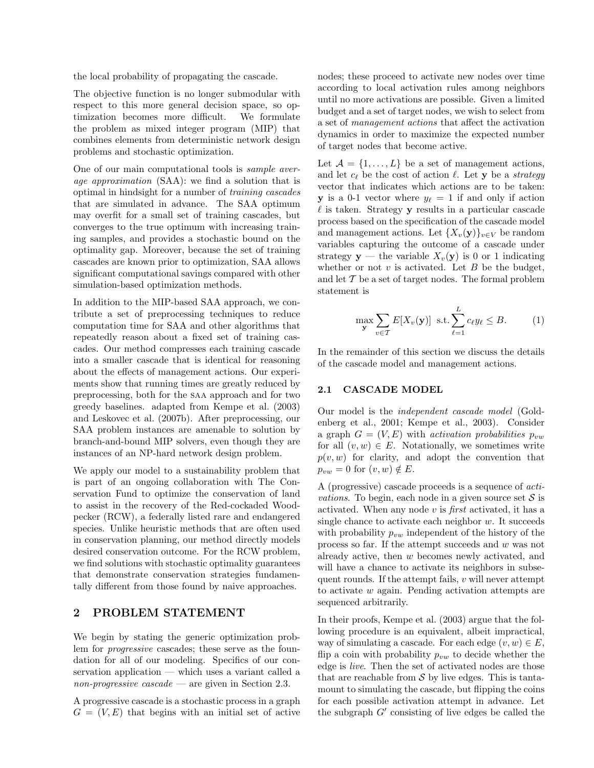the local probability of propagating the cascade.

The objective function is no longer submodular with respect to this more general decision space, so optimization becomes more difficult. We formulate the problem as mixed integer program (MIP) that combines elements from deterministic network design problems and stochastic optimization.

One of our main computational tools is *sample average approximation* (SAA): we find a solution that is optimal in hindsight for a number of *training cascades* that are simulated in advance. The SAA optimum may overfit for a small set of training cascades, but converges to the true optimum with increasing training samples, and provides a stochastic bound on the optimality gap. Moreover, because the set of training cascades are known prior to optimization, SAA allows significant computational savings compared with other simulation-based optimization methods.

In addition to the MIP-based SAA approach, we contribute a set of preprocessing techniques to reduce computation time for SAA and other algorithms that repeatedly reason about a fixed set of training cascades. Our method compresses each training cascade into a smaller cascade that is identical for reasoning about the effects of management actions. Our experiments show that running times are greatly reduced by preprocessing, both for the SAA approach and for two greedy baselines. adapted from Kempe et al. (2003) and Leskovec et al. (2007b). After preprocessing, our SAA problem instances are amenable to solution by branch-and-bound MIP solvers, even though they are instances of an NP-hard network design problem.

We apply our model to a sustainability problem that is part of an ongoing collaboration with The Conservation Fund to optimize the conservation of land to assist in the recovery of the Red-cockaded Woodpecker (RCW), a federally listed rare and endangered species. Unlike heuristic methods that are often used in conservation planning, our method directly models desired conservation outcome. For the RCW problem, we find solutions with stochastic optimality guarantees that demonstrate conservation strategies fundamentally different from those found by naive approaches.

## 2 PROBLEM STATEMENT

We begin by stating the generic optimization problem for *progressive* cascades; these serve as the foundation for all of our modeling. Specifics of our conservation application — which uses a variant called a *non-progressive cascade* — are given in Section 2.3.

A progressive cascade is a stochastic process in a graph $G = (V, E)$ that begins with an initial set of active nodes; these proceed to activate new nodes over time according to local activation rules among neighbors until no more activations are possible. Given a limited budget and a set of target nodes, we wish to select from a set of *management actions* that affect the activation dynamics in order to maximize the expected number of target nodes that become active.

Let $\mathcal{A} = \{1, \ldots, L\}$ be a set of management actions, and let $c_\ell$ be the cost of action $\ell$. Let $\mathbf{y}$ be a *strategy* vector that indicates which actions are to be taken: $\mathbf{y}$ is a 0-1 vector where $y_\ell = 1$ if and only if action $\ell$ is taken. Strategy $\mathbf{y}$ results in a particular cascade process based on the specification of the cascade model and management actions. Let $\{X_v(\mathbf{y})\}_{v \in V}$ be random variables capturing the outcome of a cascade under strategy $\mathbf{y}$ — the variable $X_v(\mathbf{y})$ is 0 or 1 indicating whether or not $v$ is activated. Let $B$ be the budget, and let $\mathcal{T}$ be a set of target nodes. The formal problem statement is

$$\max_{\mathbf{y}} \sum_{v \in \mathcal{T}} E[X_v(\mathbf{y})] \;\text{ s.t.} \sum_{\ell=1}^{L} c_\ell y_\ell \leq B. \tag{1}$$

In the remainder of this section we discuss the details of the cascade model and management actions.

### 2.1 CASCADE MODEL

Our model is the *independent cascade model* (Goldenberg et al., 2001; Kempe et al., 2003). Consider a graph $G = (V, E)$ with *activation probabilities* $p_{vw}$ for all $(v, w) \in E$. Notationally, we sometimes write $p(v, w)$ for clarity, and adopt the convention that $p_{vw} = 0$ for $(v, w) \notin E$.

A (progressive) cascade proceeds is a sequence of *activations*. To begin, each node in a given source set $\mathcal{S}$ is activated. When any node $v$ is *first* activated, it has a single chance to activate each neighbor $w$. It succeeds with probability $p_{vw}$ independent of the history of the process so far. If the attempt succeeds and $w$ was not already active, then $w$ becomes newly activated, and will have a chance to activate its neighbors in subsequent rounds. If the attempt fails, $v$ will never attempt to activate $w$ again. Pending activation attempts are sequenced arbitrarily.

In their proofs, Kempe et al. (2003) argue that the following procedure is an equivalent, albeit impractical, way of simulating a cascade. For each edge $(v, w) \in E$, flip a coin with probability $p_{vw}$ to decide whether the edge is *live*. Then the set of activated nodes are those that are reachable from $\mathcal{S}$ by live edges. This is tantamount to simulating the cascade, but flipping the coins for each possible activation attempt in advance. Let the subgraph $G'$ consisting of live edges be called the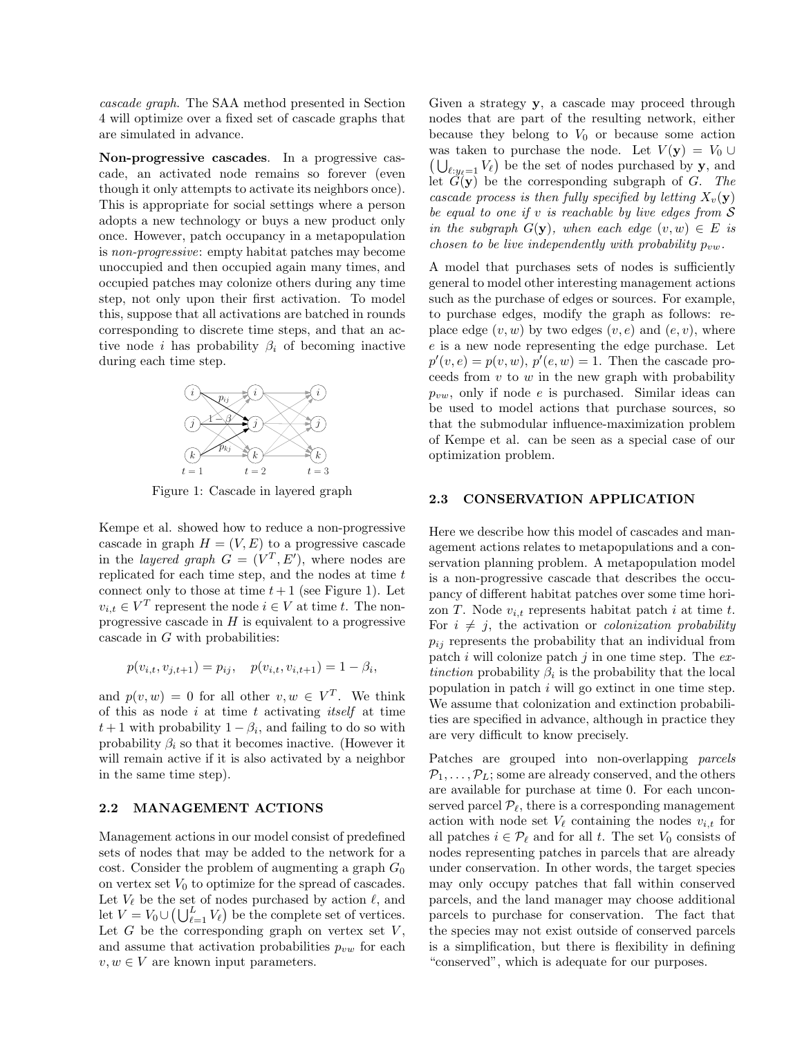cascade graph. The SAA method presented in Section 4 will optimize over a fixed set of cascade graphs that are simulated in advance.

**Non-progressive cascades**. In a progressive cascade, an activated node remains so forever (even though it only attempts to activate its neighbors once). This is appropriate for social settings where a person adopts a new technology or buys a new product only once. However, patch occupancy in a metapopulation is *non-progressive*: empty habitat patches may become unoccupied and then occupied again many times, and occupied patches may colonize others during any time step, not only upon their first activation. To model this, suppose that all activations are batched in rounds corresponding to discrete time steps, and that an active node $i$ has probability $\beta_i$ of becoming inactive during each time step.

Figure 1: Cascade in layered graph

Kempe et al. showed how to reduce a non-progressive cascade in graph $H = (V, E)$ to a progressive cascade in the *layered graph* $G = (V^T, E')$, where nodes are replicated for each time step, and the nodes at time $t$ connect only to those at time $t+1$ (see Figure 1). Let $v_{i,t} \in V^T$ represent the node $i \in V$ at time $t$. The non-progressive cascade in $H$ is equivalent to a progressive cascade in $G$ with probabilities:

$$p(v_{i,t}, v_{j,t+1}) = p_{ij}, \quad p(v_{i,t}, v_{i,t+1}) = 1 - \beta_i,$$

and $p(v, w) = 0$ for all other $v, w \in V^T$. We think of this as node $i$ at time $t$ activating *itself* at time $t+1$ with probability $1 - \beta_i$, and failing to do so with probability $\beta_i$ so that it becomes inactive. (However it will remain active if it is also activated by a neighbor in the same time step).

### 2.2 MANAGEMENT ACTIONS

Management actions in our model consist of predefined sets of nodes that may be added to the network for a cost. Consider the problem of augmenting a graph $G_0$ on vertex set $V_0$ to optimize for the spread of cascades. Let $V_\ell$ be the set of nodes purchased by action $\ell$, and let $V = V_0 \cup \left(\bigcup_{\ell=1}^{L} V_\ell\right)$ be the complete set of vertices. Let $G$ be the corresponding graph on vertex set $V$, and assume that activation probabilities $p_{vw}$ for each $v, w \in V$ are known input parameters.

Given a strategy $\mathbf{y}$, a cascade may proceed through nodes that are part of the resulting network, either because they belong to $V_0$ or because some action was taken to purchase the node. Let $V(\mathbf{y}) = V_0 \cup \left(\bigcup_{\ell: y_\ell = 1} V_\ell\right)$ be the set of nodes purchased by $\mathbf{y}$, and let $G(\mathbf{y})$ be the corresponding subgraph of $G$. *The cascade process is then fully specified by letting $X_v(\mathbf{y})$ be equal to one if $v$ is reachable by live edges from $\mathcal{S}$ in the subgraph $G(\mathbf{y})$, when each edge $(v, w) \in E$ is chosen to be live independently with probability $p_{vw}$.*

A model that purchases sets of nodes is sufficiently general to model other interesting management actions such as the purchase of edges or sources. For example, to purchase edges, modify the graph as follows: replace edge $(v, w)$ by two edges $(v, e)$ and $(e, v)$, where $e$ is a new node representing the edge purchase. Let $p'(v, e) = p(v, w)$, $p'(e, w) = 1$. Then the cascade proceeds from $v$ to $w$ in the new graph with probability $p_{vw}$, only if node $e$ is purchased. Similar ideas can be used to model actions that purchase sources, so that the submodular influence-maximization problem of Kempe et al. can be seen as a special case of our optimization problem.

### 2.3 CONSERVATION APPLICATION

Here we describe how this model of cascades and management actions relates to metapopulations and a conservation planning problem. A metapopulation model is a non-progressive cascade that describes the occupancy of different habitat patches over some time horizon $T$. Node $v_{i,t}$ represents habitat patch $i$ at time $t$. For $i \neq j$, the activation or *colonization probability* $p_{ij}$ represents the probability that an individual from patch $i$ will colonize patch $j$ in one time step. The *extinction* probability $\beta_i$ is the probability that the local population in patch $i$ will go extinct in one time step. We assume that colonization and extinction probabilities are specified in advance, although in practice they are very difficult to know precisely.

Patches are grouped into non-overlapping *parcels* $\mathcal{P}_1, \ldots, \mathcal{P}_L$; some are already conserved, and the others are available for purchase at time 0. For each unconserved parcel $\mathcal{P}_\ell$, there is a corresponding management action with node set $V_\ell$ containing the nodes $v_{i,t}$ for all patches $i \in \mathcal{P}_\ell$ and for all $t$. The set $V_0$ consists of nodes representing patches in parcels that are already under conservation. In other words, the target species may only occupy patches that fall within conserved parcels, and the land manager may choose additional parcels to purchase for conservation. The fact that the species may not exist outside of conserved parcels is a simplification, but there is flexibility in defining "conserved", which is adequate for our purposes.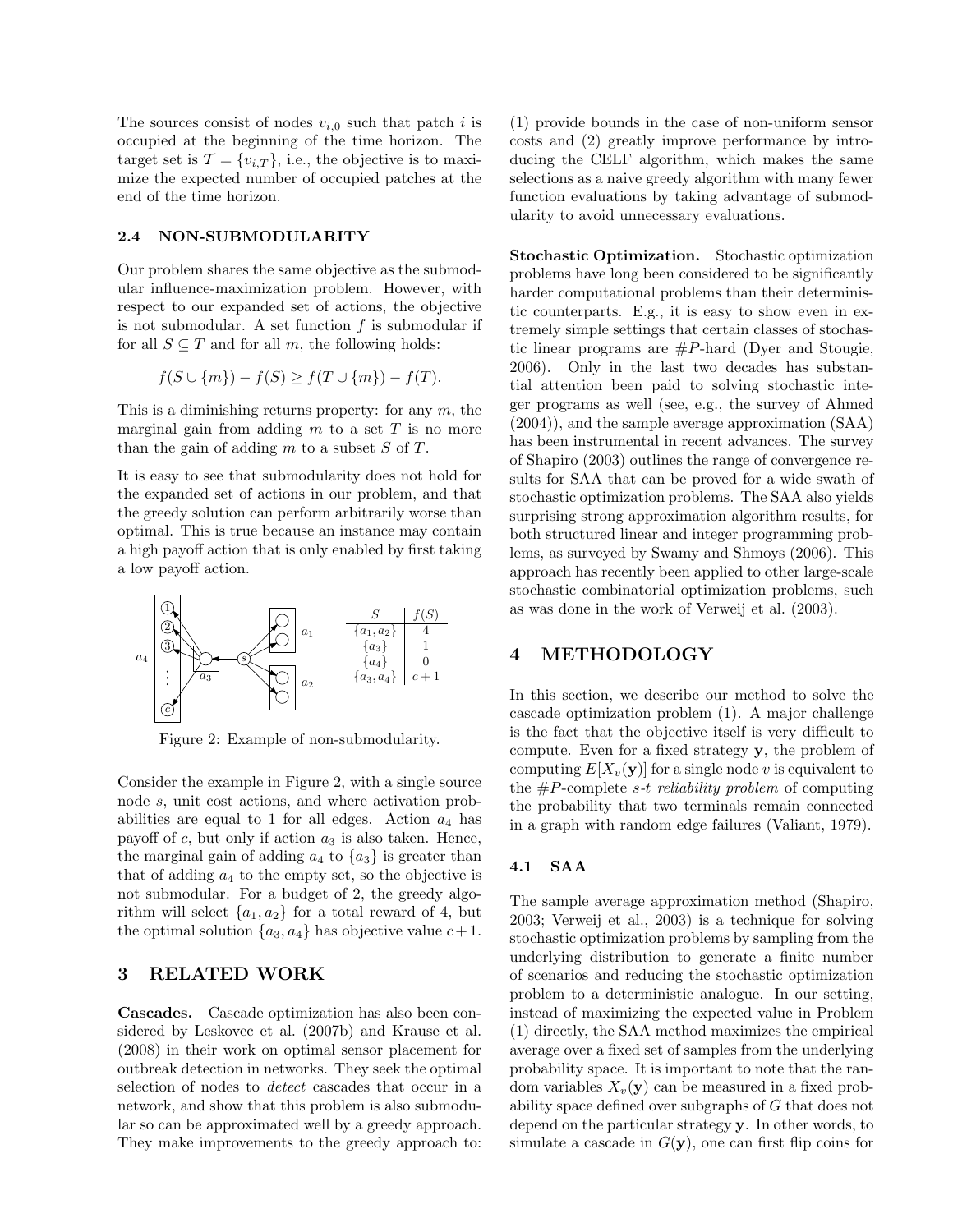The sources consist of nodes $v_{i,0}$ such that patch $i$ is occupied at the beginning of the time horizon. The target set is $\mathcal{T} = \{v_{i,T}\}$, i.e., the objective is to maximize the expected number of occupied patches at the end of the time horizon.

### 2.4 NON-SUBMODULARITY

Our problem shares the same objective as the submodular influence-maximization problem. However, with respect to our expanded set of actions, the objective is not submodular. A set function $f$ is submodular if for all $S \subseteq T$ and for all $m$, the following holds:

$$f(S \cup \{m\}) - f(S) \geq f(T \cup \{m\}) - f(T).$$

This is a diminishing returns property: for any $m$, the marginal gain from adding $m$ to a set $T$ is no more than the gain of adding $m$ to a subset $S$ of $T$.

It is easy to see that submodularity does not hold for the expanded set of actions in our problem, and that the greedy solution can perform arbitrarily worse than optimal. This is true because an instance may contain a high payoff action that is only enabled by first taking a low payoff action.

| $S$ | $f(S)$ |
|---|---|
| $\{a_1, a_2\}$ | 4 |
| $\{a_3\}$ | 1 |
| $\{a_4\}$ | 0 |
| $\{a_3, a_4\}$ | $c + 1$ |

Figure 2: Example of non-submodularity.

Consider the example in Figure 2, with a single source node $s$, unit cost actions, and where activation probabilities are equal to 1 for all edges. Action $a_4$ has payoff of $c$, but only if action $a_3$ is also taken. Hence, the marginal gain of adding $a_4$ to $\{a_3\}$ is greater than that of adding $a_4$ to the empty set, so the objective is not submodular. For a budget of 2, the greedy algorithm will select $\{a_1, a_2\}$ for a total reward of 4, but the optimal solution $\{a_3, a_4\}$ has objective value $c+1$.

## 3 RELATED WORK

**Cascades.** Cascade optimization has also been considered by Leskovec et al. (2007b) and Krause et al. (2008) in their work on optimal sensor placement for outbreak detection in networks. They seek the optimal selection of nodes to *detect* cascades that occur in a network, and show that this problem is also submodular so can be approximated well by a greedy approach. They make improvements to the greedy approach to: (1) provide bounds in the case of non-uniform sensor costs and (2) greatly improve performance by introducing the CELF algorithm, which makes the same selections as a naive greedy algorithm with many fewer function evaluations by taking advantage of submodularity to avoid unnecessary evaluations.

**Stochastic Optimization.** Stochastic optimization problems have long been considered to be significantly harder computational problems than their deterministic counterparts. E.g., it is easy to show even in extremely simple settings that certain classes of stochastic linear programs are $\#P$-hard (Dyer and Stougie, 2006). Only in the last two decades has substantial attention been paid to solving stochastic integer programs as well (see, e.g., the survey of Ahmed (2004)), and the sample average approximation (SAA) has been instrumental in recent advances. The survey of Shapiro (2003) outlines the range of convergence results for SAA that can be proved for a wide swath of stochastic optimization problems. The SAA also yields surprising strong approximation algorithm results, for both structured linear and integer programming problems, as surveyed by Swamy and Shmoys (2006). This approach has recently been applied to other large-scale stochastic combinatorial optimization problems, such as was done in the work of Verweij et al. (2003).

## 4 METHODOLOGY

In this section, we describe our method to solve the cascade optimization problem (1). A major challenge is the fact that the objective itself is very difficult to compute. Even for a fixed strategy $\mathbf{y}$, the problem of computing $E[X_v(\mathbf{y})]$ for a single node $v$ is equivalent to the $\#P$-complete *s-t reliability problem* of computing the probability that two terminals remain connected in a graph with random edge failures (Valiant, 1979).

### 4.1 SAA

The sample average approximation method (Shapiro, 2003; Verweij et al., 2003) is a technique for solving stochastic optimization problems by sampling from the underlying distribution to generate a finite number of scenarios and reducing the stochastic optimization problem to a deterministic analogue. In our setting, instead of maximizing the expected value in Problem (1) directly, the SAA method maximizes the empirical average over a fixed set of samples from the underlying probability space. It is important to note that the random variables $X_v(\mathbf{y})$ can be measured in a fixed probability space defined over subgraphs of $G$ that does not depend on the particular strategy $\mathbf{y}$. In other words, to simulate a cascade in $G(\mathbf{y})$, one can first flip coins for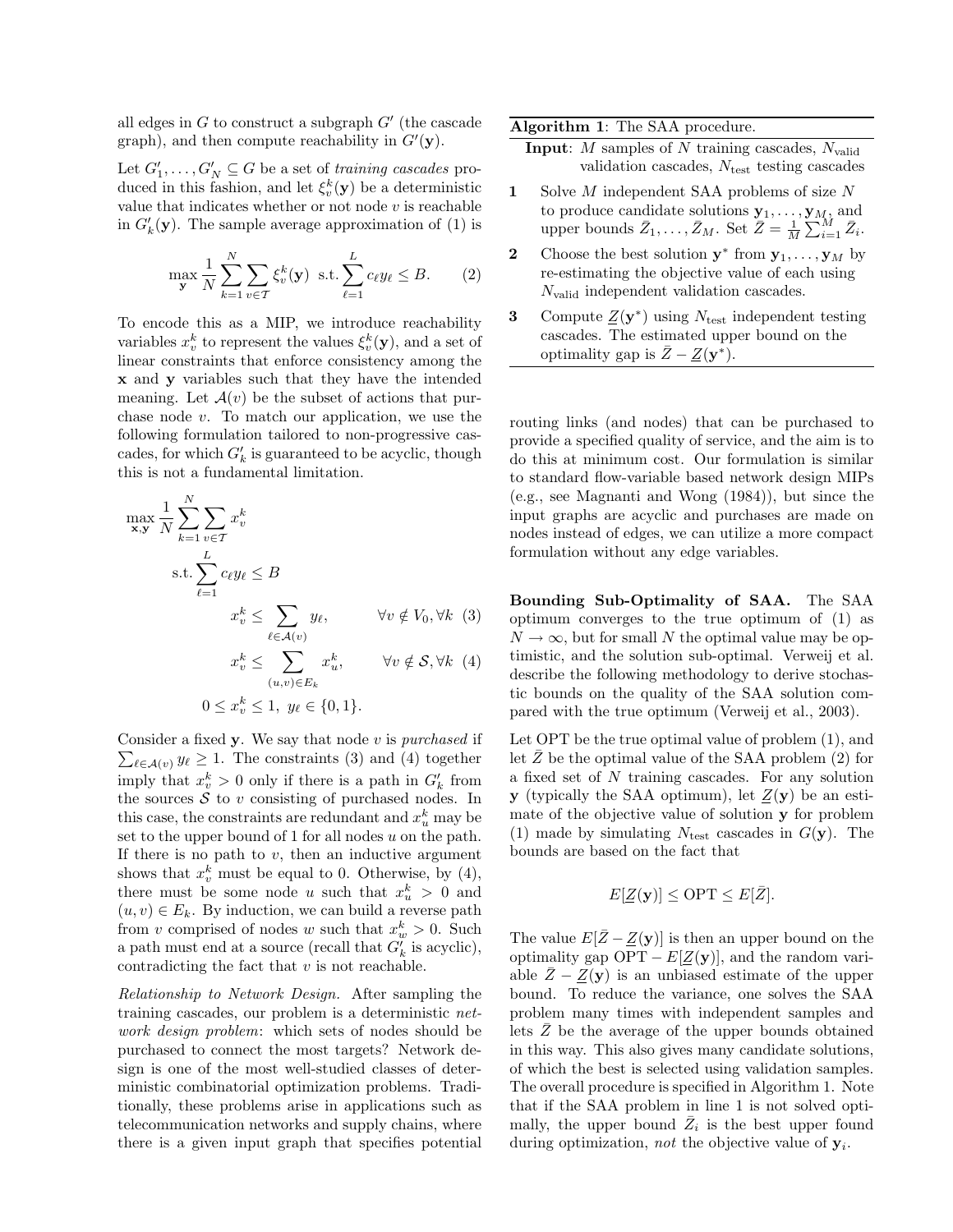all edges in $G$ to construct a subgraph $G'$ (the cascade graph), and then compute reachability in $G'(\mathbf{y})$.

Let $G'_1, \ldots, G'_N \subseteq G$ be a set of *training cascades* produced in this fashion, and let $\xi_v^k(\mathbf{y})$ be a deterministic value that indicates whether or not node $v$ is reachable in $G'_k(\mathbf{y})$. The sample average approximation of (1) is

$$\max_{\mathbf{y}} \frac{1}{N} \sum_{k=1}^{N} \sum_{v \in \mathcal{T}} \xi_v^k(\mathbf{y}) \ \text{ s.t.} \sum_{\ell=1}^{L} c_\ell y_\ell \leq B. \qquad (2)$$

To encode this as a MIP, we introduce reachability variables $x_v^k$ to represent the values $\xi_v^k(\mathbf{y})$, and a set of linear constraints that enforce consistency among the $\mathbf{x}$ and $\mathbf{y}$ variables such that they have the intended meaning. Let $\mathcal{A}(v)$ be the subset of actions that purchase node $v$. To match our application, we use the following formulation tailored to non-progressive cascades, for which $G'_k$ is guaranteed to be acyclic, though this is not a fundamental limitation.

$$\begin{aligned}
\max_{\mathbf{x},\mathbf{y}} \ & \frac{1}{N} \sum_{k=1}^{N} \sum_{v \in \mathcal{T}} x_v^k \\
\text{s.t.} & \sum_{\ell=1}^{L} c_\ell y_\ell \leq B \\
& x_v^k \leq \sum_{\ell \in \mathcal{A}(v)} y_\ell, \qquad \forall v \notin V_0, \forall k \quad (3) \\
& x_v^k \leq \sum_{(u,v) \in E_k} x_u^k, \qquad \forall v \notin \mathcal{S}, \forall k \quad (4) \\
& 0 \leq x_v^k \leq 1, \ y_\ell \in \{0,1\}.
\end{aligned}$$

Consider a fixed $\mathbf{y}$. We say that node $v$ is *purchased* if $\sum_{\ell \in \mathcal{A}(v)} y_\ell \geq 1$. The constraints (3) and (4) together imply that $x_v^k > 0$ only if there is a path in $G'_k$ from the sources $\mathcal{S}$ to $v$ consisting of purchased nodes. In this case, the constraints are redundant and $x_u^k$ may be set to the upper bound of 1 for all nodes $u$ on the path. If there is no path to $v$, then an inductive argument shows that $x_v^k$ must be equal to 0. Otherwise, by (4), there must be some node $u$ such that $x_u^k > 0$ and $(u,v) \in E_k$. By induction, we can build a reverse path from $v$ comprised of nodes $w$ such that $x_w^k > 0$. Such a path must end at a source (recall that $G'_k$ is acyclic), contradicting the fact that $v$ is not reachable.

*Relationship to Network Design.* After sampling the training cascades, our problem is a deterministic *network design problem*: which sets of nodes should be purchased to connect the most targets? Network design is one of the most well-studied classes of deterministic combinatorial optimization problems. Traditionally, these problems arise in applications such as telecommunication networks and supply chains, where there is a given input graph that specifies potential routing links (and nodes) that can be purchased to provide a specified quality of service, and the aim is to do this at minimum cost. Our formulation is similar to standard flow-variable based network design MIPs (e.g., see Magnanti and Wong (1984)), but since the input graphs are acyclic and purchases are made on nodes instead of edges, we can utilize a more compact formulation without any edge variables.

---

**Algorithm 1**: The SAA procedure.

**Input**: $M$ samples of $N$ training cascades, $N_{\text{valid}}$ validation cascades, $N_{\text{test}}$ testing cascades

1. Solve $M$ independent SAA problems of size $N$ to produce candidate solutions $\mathbf{y}_1, \ldots, \mathbf{y}_M$, and upper bounds $\bar{Z}_1, \ldots, \bar{Z}_M$. Set $\bar{Z} = \frac{1}{M} \sum_{i=1}^{M} \bar{Z}_i$.
2. Choose the best solution $\mathbf{y}^*$ from $\mathbf{y}_1, \ldots, \mathbf{y}_M$ by re-estimating the objective value of each using $N_{\text{valid}}$ independent validation cascades.
3. Compute $\underline{Z}(\mathbf{y}^*)$ using $N_{\text{test}}$ independent testing cascades. The estimated upper bound on the optimality gap is $\bar{Z} - \underline{Z}(\mathbf{y}^*)$.

---

**Bounding Sub-Optimality of SAA.** The SAA optimum converges to the true optimum of (1) as $N \to \infty$, but for small $N$ the optimal value may be optimistic, and the solution sub-optimal. Verweij et al. describe the following methodology to derive stochastic bounds on the quality of the SAA solution compared with the true optimum (Verweij et al., 2003).

Let OPT be the true optimal value of problem (1), and let $\bar{Z}$ be the optimal value of the SAA problem (2) for a fixed set of $N$ training cascades. For any solution $\mathbf{y}$ (typically the SAA optimum), let $\underline{Z}(\mathbf{y})$ be an estimate of the objective value of solution $\mathbf{y}$ for problem (1) made by simulating $N_{\text{test}}$ cascades in $G(\mathbf{y})$. The bounds are based on the fact that

$$E[\underline{Z}(\mathbf{y})] \leq \text{OPT} \leq E[\bar{Z}].$$

The value $E[\bar{Z} - \underline{Z}(\mathbf{y})]$ is then an upper bound on the optimality gap $\text{OPT} - E[\underline{Z}(\mathbf{y})]$, and the random variable $\bar{Z} - \underline{Z}(\mathbf{y})$ is an unbiased estimate of the upper bound. To reduce the variance, one solves the SAA problem many times with independent samples and lets $\bar{Z}$ be the average of the upper bounds obtained in this way. This also gives many candidate solutions, of which the best is selected using validation samples. The overall procedure is specified in Algorithm 1. Note that if the SAA problem in line 1 is not solved optimally, the upper bound $\bar{Z}_i$ is the best upper found during optimization, *not* the objective value of $\mathbf{y}_i$.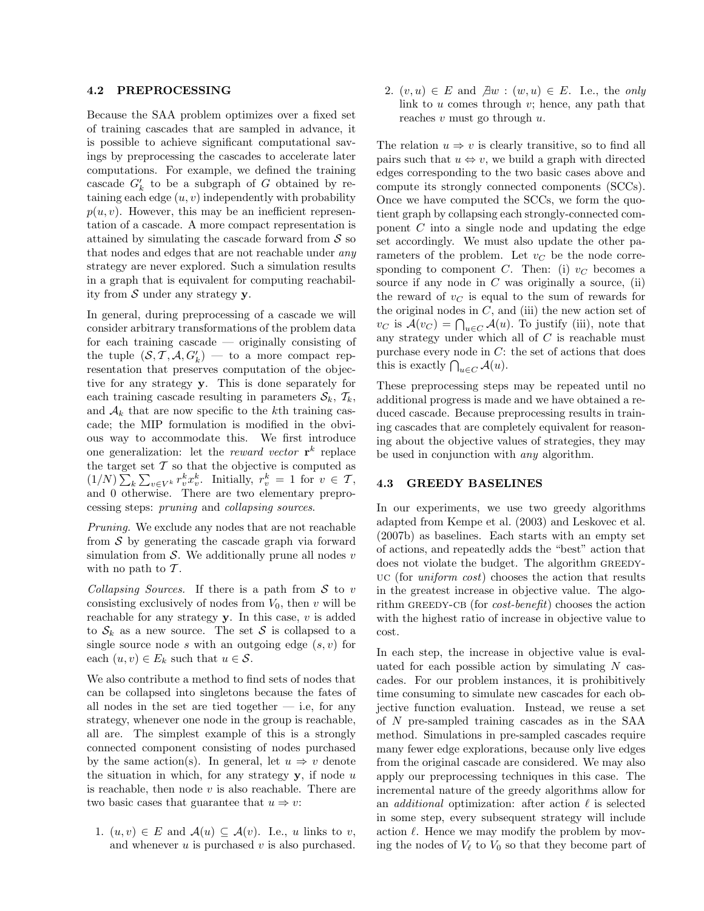### 4.2 PREPROCESSING

Because the SAA problem optimizes over a fixed set of training cascades that are sampled in advance, it is possible to achieve significant computational savings by preprocessing the cascades to accelerate later computations. For example, we defined the training cascade $G'_k$ to be a subgraph of $G$ obtained by retaining each edge $(u, v)$ independently with probability $p(u, v)$. However, this may be an inefficient representation of a cascade. A more compact representation is attained by simulating the cascade forward from $\mathcal{S}$ so that nodes and edges that are not reachable under *any* strategy are never explored. Such a simulation results in a graph that is equivalent for computing reachability from $\mathcal{S}$ under any strategy $\mathbf{y}$.

In general, during preprocessing of a cascade we will consider arbitrary transformations of the problem data for each training cascade — originally consisting of the tuple $(\mathcal{S}, \mathcal{T}, \mathcal{A}, G'_k)$ — to a more compact representation that preserves computation of the objective for any strategy $\mathbf{y}$. This is done separately for each training cascade resulting in parameters $\mathcal{S}_k$, $\mathcal{T}_k$, and $\mathcal{A}_k$ that are now specific to the $k$th training cascade; the MIP formulation is modified in the obvious way to accommodate this. We first introduce one generalization: let the *reward vector* $\mathbf{r}^k$ replace the target set $\mathcal{T}$ so that the objective is computed as $(1/N)\sum_k \sum_{v \in V^k} r^k_v x^k_v$. Initially, $r^k_v = 1$ for $v \in \mathcal{T}$, and 0 otherwise. There are two elementary preprocessing steps: *pruning* and *collapsing sources*.

*Pruning.* We exclude any nodes that are not reachable from $\mathcal{S}$ by generating the cascade graph via forward simulation from $\mathcal{S}$. We additionally prune all nodes $v$ with no path to $\mathcal{T}$.

*Collapsing Sources.* If there is a path from $\mathcal{S}$ to $v$ consisting exclusively of nodes from $V_0$, then $v$ will be reachable for any strategy $\mathbf{y}$. In this case, $v$ is added to $\mathcal{S}_k$ as a new source. The set $\mathcal{S}$ is collapsed to a single source node $s$ with an outgoing edge $(s, v)$ for each $(u, v) \in E_k$ such that $u \in \mathcal{S}$.

We also contribute a method to find sets of nodes that can be collapsed into singletons because the fates of all nodes in the set are tied together — i.e, for any strategy, whenever one node in the group is reachable, all are. The simplest example of this is a strongly connected component consisting of nodes purchased by the same action(s). In general, let $u \Rightarrow v$ denote the situation in which, for any strategy $\mathbf{y}$, if node $u$ is reachable, then node $v$ is also reachable. There are two basic cases that guarantee that $u \Rightarrow v$:

1. $(u, v) \in E$ and $\mathcal{A}(u) \subseteq \mathcal{A}(v)$. I.e., $u$ links to $v$, and whenever $u$ is purchased $v$ is also purchased.
2. $(v, u) \in E$ and $\nexists w : (w, u) \in E$. I.e., the *only* link to $u$ comes through $v$; hence, any path that reaches $v$ must go through $u$.

The relation $u \Rightarrow v$ is clearly transitive, so to find all pairs such that $u \Leftrightarrow v$, we build a graph with directed edges corresponding to the two basic cases above and compute its strongly connected components (SCCs). Once we have computed the SCCs, we form the quotient graph by collapsing each strongly-connected component $C$ into a single node and updating the edge set accordingly. We must also update the other parameters of the problem. Let $v_C$ be the node corresponding to component $C$. Then: (i) $v_C$ becomes a source if any node in $C$ was originally a source, (ii) the reward of $v_C$ is equal to the sum of rewards for the original nodes in $C$, and (iii) the new action set of $v_C$ is $\mathcal{A}(v_C) = \bigcap_{u \in C} \mathcal{A}(u)$. To justify (iii), note that any strategy under which all of $C$ is reachable must purchase every node in $C$: the set of actions that does this is exactly $\bigcap_{u \in C} \mathcal{A}(u)$.

These preprocessing steps may be repeated until no additional progress is made and we have obtained a reduced cascade. Because preprocessing results in training cascades that are completely equivalent for reasoning about the objective values of strategies, they may be used in conjunction with *any* algorithm.

### 4.3 GREEDY BASELINES

In our experiments, we use two greedy algorithms adapted from Kempe et al. (2003) and Leskovec et al. (2007b) as baselines. Each starts with an empty set of actions, and repeatedly adds the "best" action that does not violate the budget. The algorithm GREEDY-UC (for *uniform cost*) chooses the action that results in the greatest increase in objective value. The algorithm GREEDY-CB (for *cost-benefit*) chooses the action with the highest ratio of increase in objective value to cost.

In each step, the increase in objective value is evaluated for each possible action by simulating $N$ cascades. For our problem instances, it is prohibitively time consuming to simulate new cascades for each objective function evaluation. Instead, we reuse a set of $N$ pre-sampled training cascades as in the SAA method. Simulations in pre-sampled cascades require many fewer edge explorations, because only live edges from the original cascade are considered. We may also apply our preprocessing techniques in this case. The incremental nature of the greedy algorithms allow for an *additional* optimization: after action $\ell$ is selected in some step, every subsequent strategy will include action $\ell$. Hence we may modify the problem by moving the nodes of $V_\ell$ to $V_0$ so that they become part of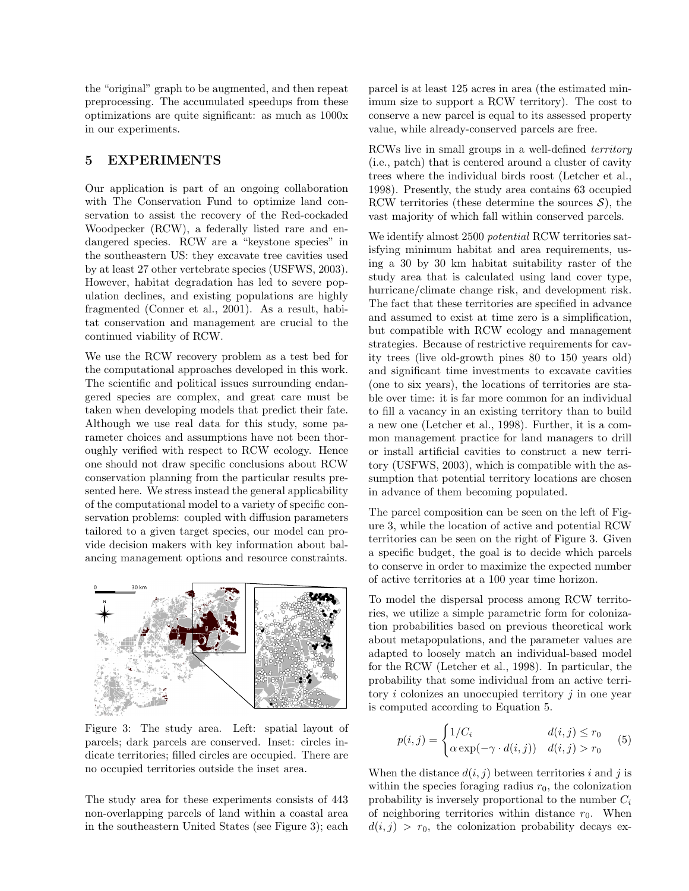the "original" graph to be augmented, and then repeat preprocessing. The accumulated speedups from these optimizations are quite significant: as much as 1000x in our experiments.

## 5 EXPERIMENTS

Our application is part of an ongoing collaboration with The Conservation Fund to optimize land conservation to assist the recovery of the Red-cockaded Woodpecker (RCW), a federally listed rare and endangered species. RCW are a "keystone species" in the southeastern US: they excavate tree cavities used by at least 27 other vertebrate species (USFWS, 2003). However, habitat degradation has led to severe population declines, and existing populations are highly fragmented (Conner et al., 2001). As a result, habitat conservation and management are crucial to the continued viability of RCW.

We use the RCW recovery problem as a test bed for the computational approaches developed in this work. The scientific and political issues surrounding endangered species are complex, and great care must be taken when developing models that predict their fate. Although we use real data for this study, some parameter choices and assumptions have not been thoroughly verified with respect to RCW ecology. Hence one should not draw specific conclusions about RCW conservation planning from the particular results presented here. We stress instead the general applicability of the computational model to a variety of specific conservation problems: coupled with diffusion parameters tailored to a given target species, our model can provide decision makers with key information about balancing management options and resource constraints.

Figure 3: The study area. Left: spatial layout of parcels; dark parcels are conserved. Inset: circles indicate territories; filled circles are occupied. There are no occupied territories outside the inset area.

The study area for these experiments consists of 443 non-overlapping parcels of land within a coastal area in the southeastern United States (see Figure 3); each parcel is at least 125 acres in area (the estimated minimum size to support a RCW territory). The cost to conserve a new parcel is equal to its assessed property value, while already-conserved parcels are free.

RCWs live in small groups in a well-defined *territory* (i.e., patch) that is centered around a cluster of cavity trees where the individual birds roost (Letcher et al., 1998). Presently, the study area contains 63 occupied RCW territories (these determine the sources $\mathcal{S}$), the vast majority of which fall within conserved parcels.

We identify almost 2500 *potential* RCW territories satisfying minimum habitat and area requirements, using a 30 by 30 km habitat suitability raster of the study area that is calculated using land cover type, hurricane/climate change risk, and development risk. The fact that these territories are specified in advance and assumed to exist at time zero is a simplification, but compatible with RCW ecology and management strategies. Because of restrictive requirements for cavity trees (live old-growth pines 80 to 150 years old) and significant time investments to excavate cavities (one to six years), the locations of territories are stable over time: it is far more common for an individual to fill a vacancy in an existing territory than to build a new one (Letcher et al., 1998). Further, it is a common management practice for land managers to drill or install artificial cavities to construct a new territory (USFWS, 2003), which is compatible with the assumption that potential territory locations are chosen in advance of them becoming populated.

The parcel composition can be seen on the left of Figure 3, while the location of active and potential RCW territories can be seen on the right of Figure 3. Given a specific budget, the goal is to decide which parcels to conserve in order to maximize the expected number of active territories at a 100 year time horizon.

To model the dispersal process among RCW territories, we utilize a simple parametric form for colonization probabilities based on previous theoretical work about metapopulations, and the parameter values are adapted to loosely match an individual-based model for the RCW (Letcher et al., 1998). In particular, the probability that some individual from an active territory $i$ colonizes an unoccupied territory $j$ in one year is computed according to Equation 5.

$$p(i,j) = \begin{cases} 1/C_i & d(i,j) \leq r_0 \\ \alpha \exp(-\gamma \cdot d(i,j)) & d(i,j) > r_0 \end{cases} \qquad (5)$$

When the distance $d(i,j)$ between territories $i$ and $j$ is within the species foraging radius $r_0$, the colonization probability is inversely proportional to the number $C_i$ of neighboring territories within distance $r_0$. When $d(i,j) > r_0$, the colonization probability decays ex-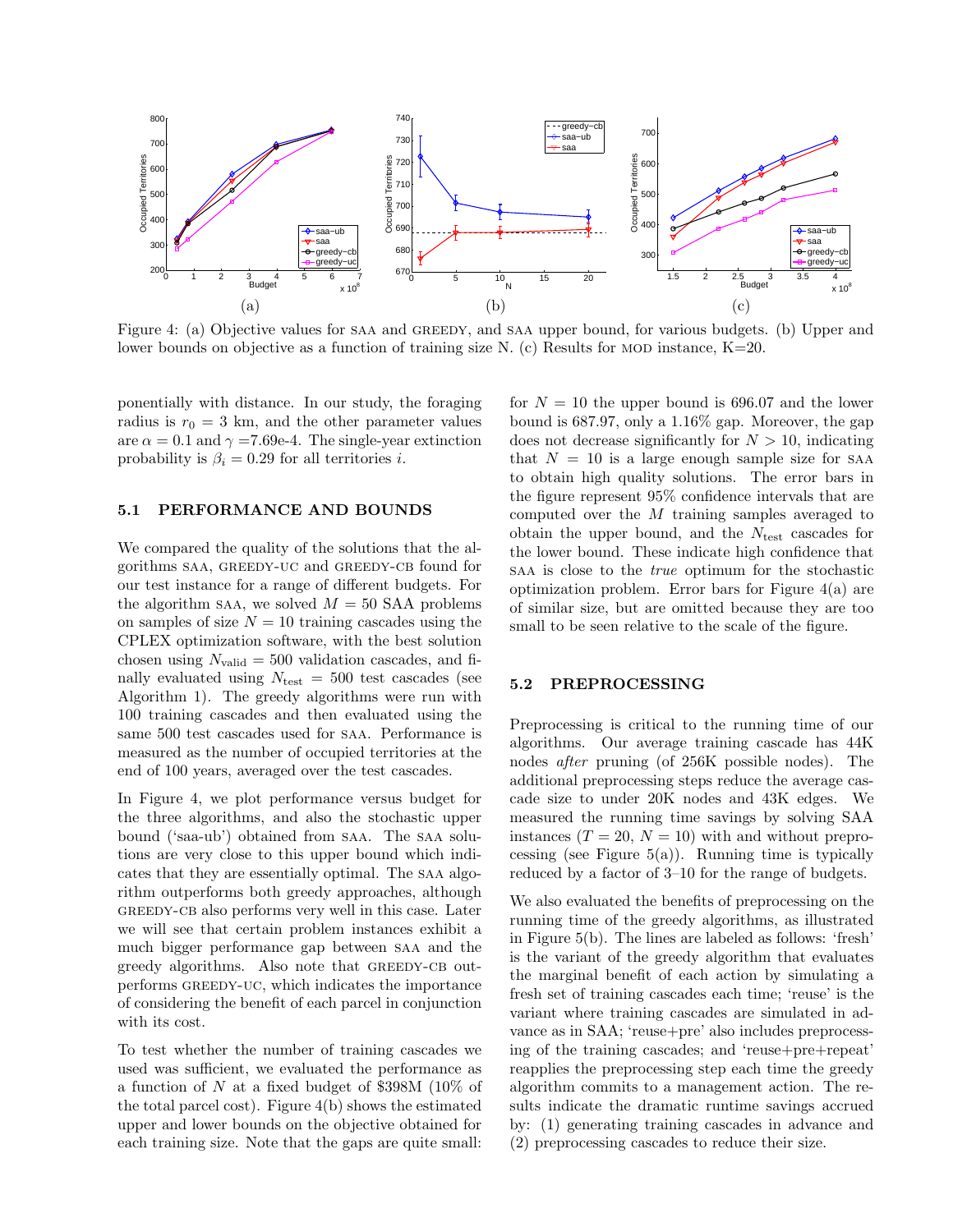Figure 4: (a) Objective values for SAA and GREEDY, and SAA upper bound, for various budgets. (b) Upper and lower bounds on objective as a function of training size N. (c) Results for MOD instance, K=20.

ponentially with distance. In our study, the foraging radius is $r_0 = 3$ km, and the other parameter values are $\alpha = 0.1$ and $\gamma$ =7.69e-4. The single-year extinction probability is $\beta_i = 0.29$ for all territories $i$.

### 5.1 PERFORMANCE AND BOUNDS

We compared the quality of the solutions that the algorithms SAA, GREEDY-UC and GREEDY-CB found for our test instance for a range of different budgets. For the algorithm SAA, we solved $M = 50$ SAA problems on samples of size $N = 10$ training cascades using the CPLEX optimization software, with the best solution chosen using $N_{\text{valid}} = 500$ validation cascades, and finally evaluated using $N_{\text{test}} = 500$ test cascades (see Algorithm 1). The greedy algorithms were run with 100 training cascades and then evaluated using the same 500 test cascades used for SAA. Performance is measured as the number of occupied territories at the end of 100 years, averaged over the test cascades.

In Figure 4, we plot performance versus budget for the three algorithms, and also the stochastic upper bound ('saa-ub') obtained from SAA. The SAA solutions are very close to this upper bound which indicates that they are essentially optimal. The SAA algorithm outperforms both greedy approaches, although GREEDY-CB also performs very well in this case. Later we will see that certain problem instances exhibit a much bigger performance gap between SAA and the greedy algorithms. Also note that GREEDY-CB outperforms GREEDY-UC, which indicates the importance of considering the benefit of each parcel in conjunction with its cost.

To test whether the number of training cascades we used was sufficient, we evaluated the performance as a function of $N$ at a fixed budget of \$398M (10% of the total parcel cost). Figure 4(b) shows the estimated upper and lower bounds on the objective obtained for each training size. Note that the gaps are quite small: for $N = 10$ the upper bound is 696.07 and the lower bound is 687.97, only a 1.16% gap. Moreover, the gap does not decrease significantly for $N > 10$, indicating that $N = 10$ is a large enough sample size for SAA to obtain high quality solutions. The error bars in the figure represent 95% confidence intervals that are computed over the $M$ training samples averaged to obtain the upper bound, and the $N_{\text{test}}$ cascades for the lower bound. These indicate high confidence that SAA is close to the *true* optimum for the stochastic optimization problem. Error bars for Figure 4(a) are of similar size, but are omitted because they are too small to be seen relative to the scale of the figure.

### 5.2 PREPROCESSING

Preprocessing is critical to the running time of our algorithms. Our average training cascade has 44K nodes *after* pruning (of 256K possible nodes). The additional preprocessing steps reduce the average cascade size to under 20K nodes and 43K edges. We measured the running time savings by solving SAA instances ($T = 20$, $N = 10$) with and without preprocessing (see Figure 5(a)). Running time is typically reduced by a factor of 3–10 for the range of budgets.

We also evaluated the benefits of preprocessing on the running time of the greedy algorithms, as illustrated in Figure 5(b). The lines are labeled as follows: 'fresh' is the variant of the greedy algorithm that evaluates the marginal benefit of each action by simulating a fresh set of training cascades each time; 'reuse' is the variant where training cascades are simulated in advance as in SAA; 'reuse+pre' also includes preprocessing of the training cascades; and 'reuse+pre+repeat' reapplies the preprocessing step each time the greedy algorithm commits to a management action. The results indicate the dramatic runtime savings accrued by: (1) generating training cascades in advance and (2) preprocessing cascades to reduce their size.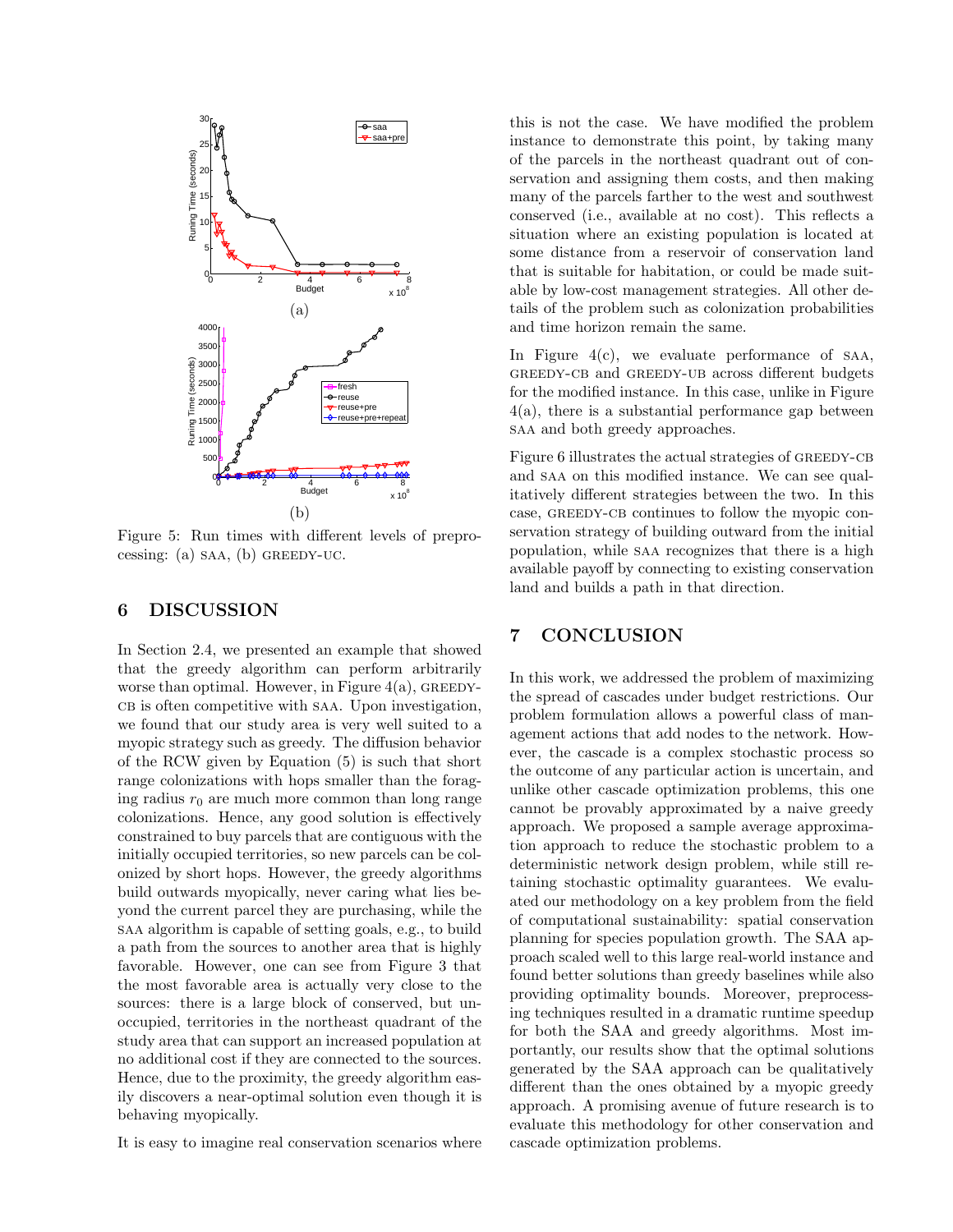Figure 5: Run times with different levels of preprocessing: (a) SAA, (b) GREEDY-UC.

## 6 DISCUSSION

In Section 2.4, we presented an example that showed that the greedy algorithm can perform arbitrarily worse than optimal. However, in Figure 4(a), GREEDY-CB is often competitive with SAA. Upon investigation, we found that our study area is very well suited to a myopic strategy such as greedy. The diffusion behavior of the RCW given by Equation (5) is such that short range colonizations with hops smaller than the foraging radius $r_0$ are much more common than long range colonizations. Hence, any good solution is effectively constrained to buy parcels that are contiguous with the initially occupied territories, so new parcels can be colonized by short hops. However, the greedy algorithms build outwards myopically, never caring what lies beyond the current parcel they are purchasing, while the SAA algorithm is capable of setting goals, e.g., to build a path from the sources to another area that is highly favorable. However, one can see from Figure 3 that the most favorable area is actually very close to the sources: there is a large block of conserved, but unoccupied, territories in the northeast quadrant of the study area that can support an increased population at no additional cost if they are connected to the sources. Hence, due to the proximity, the greedy algorithm easily discovers a near-optimal solution even though it is behaving myopically.

It is easy to imagine real conservation scenarios where this is not the case. We have modified the problem instance to demonstrate this point, by taking many of the parcels in the northeast quadrant out of conservation and assigning them costs, and then making many of the parcels farther to the west and southwest conserved (i.e., available at no cost). This reflects a situation where an existing population is located at some distance from a reservoir of conservation land that is suitable for habitation, or could be made suitable by low-cost management strategies. All other details of the problem such as colonization probabilities and time horizon remain the same.

In Figure 4(c), we evaluate performance of SAA, GREEDY-CB and GREEDY-UB across different budgets for the modified instance. In this case, unlike in Figure 4(a), there is a substantial performance gap between SAA and both greedy approaches.

Figure 6 illustrates the actual strategies of GREEDY-CB and SAA on this modified instance. We can see qualitatively different strategies between the two. In this case, GREEDY-CB continues to follow the myopic conservation strategy of building outward from the initial population, while SAA recognizes that there is a high available payoff by connecting to existing conservation land and builds a path in that direction.

## 7 CONCLUSION

In this work, we addressed the problem of maximizing the spread of cascades under budget restrictions. Our problem formulation allows a powerful class of management actions that add nodes to the network. However, the cascade is a complex stochastic process so the outcome of any particular action is uncertain, and unlike other cascade optimization problems, this one cannot be provably approximated by a naive greedy approach. We proposed a sample average approximation approach to reduce the stochastic problem to a deterministic network design problem, while still retaining stochastic optimality guarantees. We evaluated our methodology on a key problem from the field of computational sustainability: spatial conservation planning for species population growth. The SAA approach scaled well to this large real-world instance and found better solutions than greedy baselines while also providing optimality bounds. Moreover, preprocessing techniques resulted in a dramatic runtime speedup for both the SAA and greedy algorithms. Most importantly, our results show that the optimal solutions generated by the SAA approach can be qualitatively different than the ones obtained by a myopic greedy approach. A promising avenue of future research is to evaluate this methodology for other conservation and cascade optimization problems.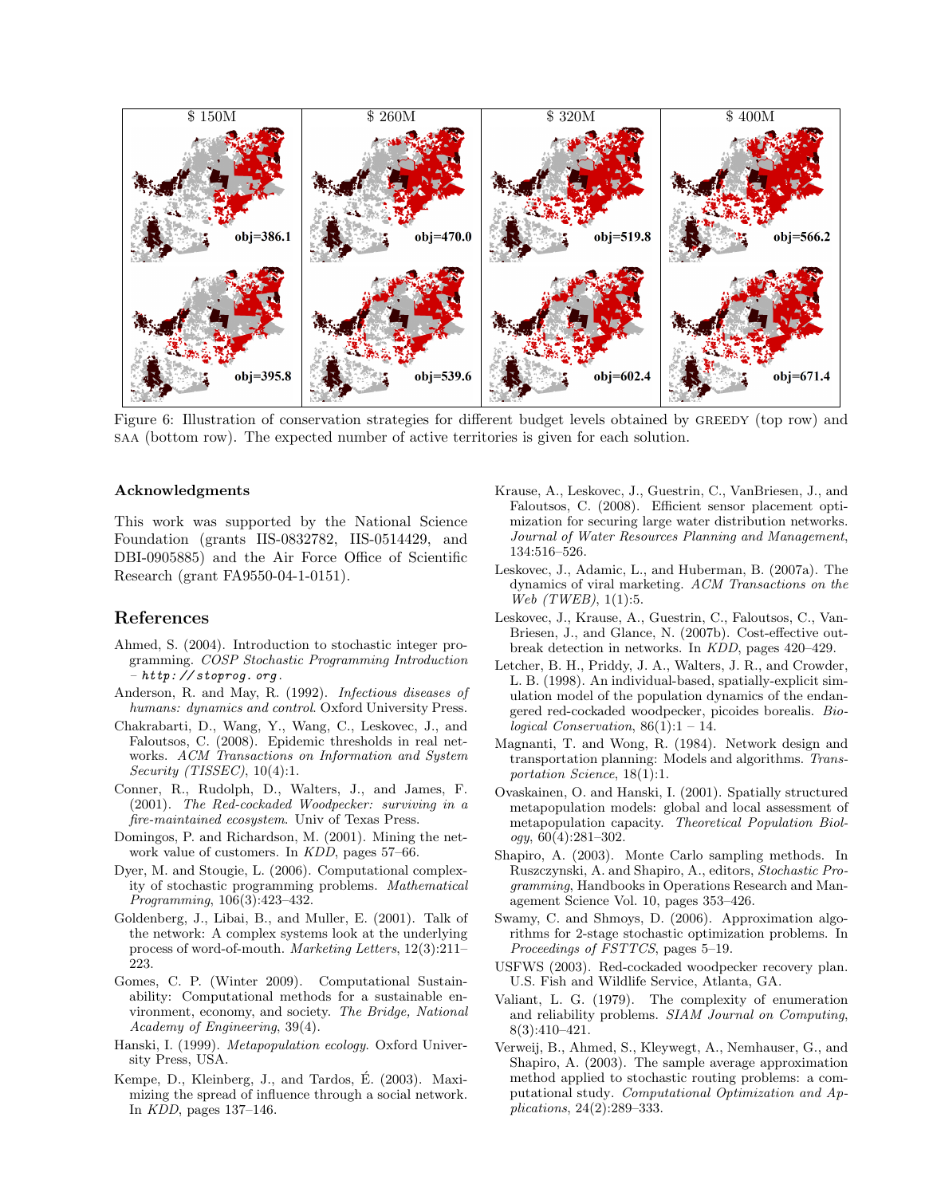$ 150M

obj=386.1

obj=395.8

$ 260M

obj=470.0

obj=539.6

$ 320M

obj=519.8

obj=602.4

$ 400M

obj=566.2

obj=671.4

Figure 6: Illustration of conservation strategies for different budget levels obtained by GREEDY (top row) and SAA (bottom row). The expected number of active territories is given for each solution.

## Acknowledgments

This work was supported by the National Science Foundation (grants IIS-0832782, IIS-0514429, and DBI-0905885) and the Air Force Office of Scientific Research (grant FA9550-04-1-0151).

## References

Ahmed, S. (2004). Introduction to stochastic integer programming. *COSP Stochastic Programming Introduction – http://stoprog.org*.

Anderson, R. and May, R. (1992). *Infectious diseases of humans: dynamics and control*. Oxford University Press.

Chakrabarti, D., Wang, Y., Wang, C., Leskovec, J., and Faloutsos, C. (2008). Epidemic thresholds in real networks. *ACM Transactions on Information and System Security (TISSEC)*, 10(4):1.

Conner, R., Rudolph, D., Walters, J., and James, F. (2001). *The Red-cockaded Woodpecker: surviving in a fire-maintained ecosystem*. Univ of Texas Press.

Domingos, P. and Richardson, M. (2001). Mining the network value of customers. In *KDD*, pages 57–66.

Dyer, M. and Stougie, L. (2006). Computational complexity of stochastic programming problems. *Mathematical Programming*, 106(3):423–432.

Goldenberg, J., Libai, B., and Muller, E. (2001). Talk of the network: A complex systems look at the underlying process of word-of-mouth. *Marketing Letters*, 12(3):211–223.

Gomes, C. P. (Winter 2009). Computational Sustainability: Computational methods for a sustainable environment, economy, and society. *The Bridge, National Academy of Engineering*, 39(4).

Hanski, I. (1999). *Metapopulation ecology*. Oxford University Press, USA.

Kempe, D., Kleinberg, J., and Tardos, É. (2003). Maximizing the spread of influence through a social network. In *KDD*, pages 137–146.

Krause, A., Leskovec, J., Guestrin, C., VanBriesen, J., and Faloutsos, C. (2008). Efficient sensor placement optimization for securing large water distribution networks. *Journal of Water Resources Planning and Management*, 134:516–526.

Leskovec, J., Adamic, L., and Huberman, B. (2007a). The dynamics of viral marketing. *ACM Transactions on the Web (TWEB)*, 1(1):5.

Leskovec, J., Krause, A., Guestrin, C., Faloutsos, C., VanBriesen, J., and Glance, N. (2007b). Cost-effective outbreak detection in networks. In *KDD*, pages 420–429.

Letcher, B. H., Priddy, J. A., Walters, J. R., and Crowder, L. B. (1998). An individual-based, spatially-explicit simulation model of the population dynamics of the endangered red-cockaded woodpecker, picoides borealis. *Biological Conservation*, 86(1):1 – 14.

Magnanti, T. and Wong, R. (1984). Network design and transportation planning: Models and algorithms. *Transportation Science*, 18(1):1.

Ovaskainen, O. and Hanski, I. (2001). Spatially structured metapopulation models: global and local assessment of metapopulation capacity. *Theoretical Population Biology*, 60(4):281–302.

Shapiro, A. (2003). Monte Carlo sampling methods. In Ruszczynski, A. and Shapiro, A., editors, *Stochastic Programming*, Handbooks in Operations Research and Management Science Vol. 10, pages 353–426.

Swamy, C. and Shmoys, D. (2006). Approximation algorithms for 2-stage stochastic optimization problems. In *Proceedings of FSTTCS*, pages 5–19.

USFWS (2003). Red-cockaded woodpecker recovery plan. U.S. Fish and Wildlife Service, Atlanta, GA.

Valiant, L. G. (1979). The complexity of enumeration and reliability problems. *SIAM Journal on Computing*, 8(3):410–421.

Verweij, B., Ahmed, S., Kleywegt, A., Nemhauser, G., and Shapiro, A. (2003). The sample average approximation method applied to stochastic routing problems: a computational study. *Computational Optimization and Applications*, 24(2):289–333.